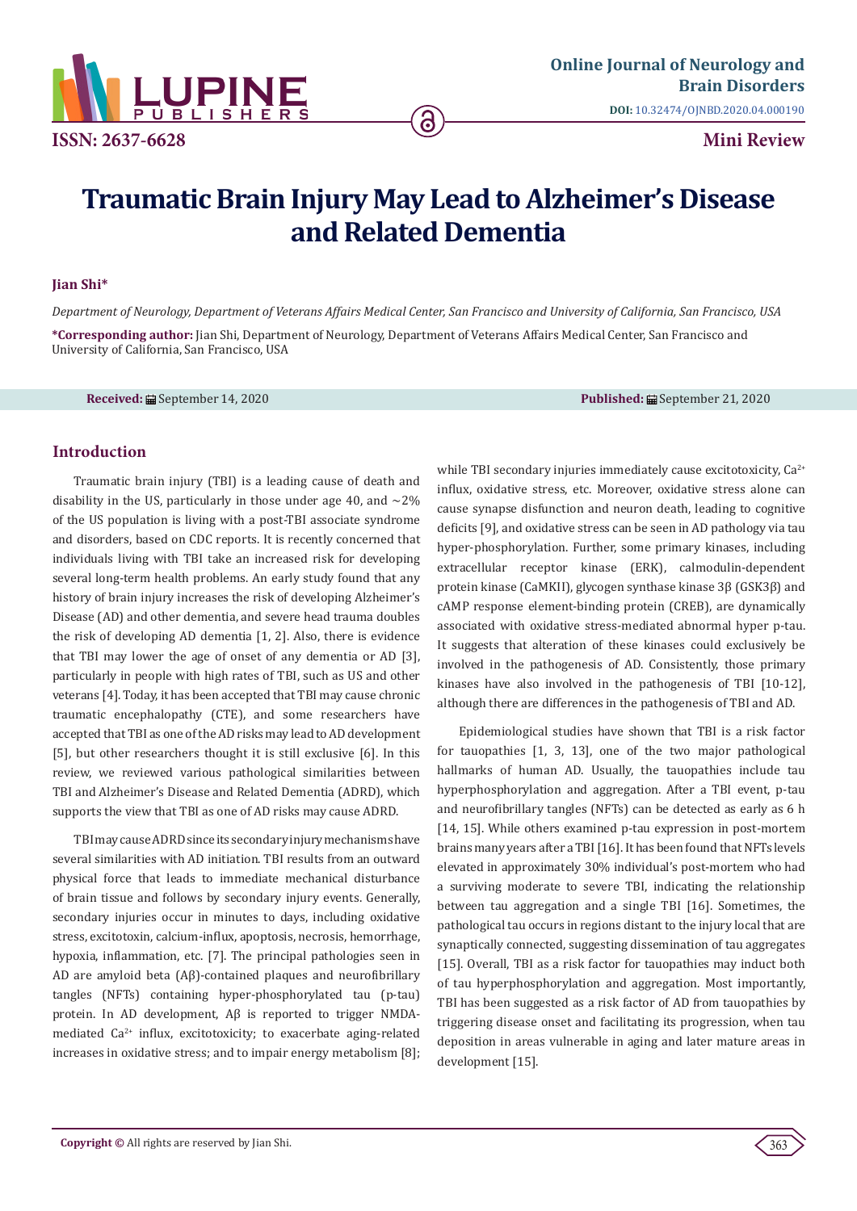# Traumatic Brain Injury May Lead to Alzheimer's Disease and Related Dementia

**Jian Shi***

*Department of Neurology, Department of Veterans Affairs Medical Center, San Francisco and University of California, San Francisco, USA*

**\*Corresponding author:** Jian Shi, Department of Neurology, Department of Veterans Affairs Medical Center, San Francisco and University of California, San Francisco, USA

**Received:** September 14, 2020 **Published:** September 21, 2020

## Introduction

Traumatic brain injury (TBI) is a leading cause of death and disability in the US, particularly in those under age 40, and ~2% of the US population is living with a post-TBI associate syndrome and disorders, based on CDC reports. It is recently concerned that individuals living with TBI take an increased risk for developing several long-term health problems. An early study found that any history of brain injury increases the risk of developing Alzheimer's Disease (AD) and other dementia, and severe head trauma doubles the risk of developing AD dementia [1, 2]. Also, there is evidence that TBI may lower the age of onset of any dementia or AD [3], particularly in people with high rates of TBI, such as US and other veterans [4]. Today, it has been accepted that TBI may cause chronic traumatic encephalopathy (CTE), and some researchers have accepted that TBI as one of the AD risks may lead to AD development [5], but other researchers thought it is still exclusive [6]. In this review, we reviewed various pathological similarities between TBI and Alzheimer's Disease and Related Dementia (ADRD), which supports the view that TBI as one of AD risks may cause ADRD.

TBI may cause ADRD since its secondary injury mechanisms have several similarities with AD initiation. TBI results from an outward physical force that leads to immediate mechanical disturbance of brain tissue and follows by secondary injury events. Generally, secondary injuries occur in minutes to days, including oxidative stress, excitotoxin, calcium-influx, apoptosis, necrosis, hemorrhage, hypoxia, inflammation, etc. [7]. The principal pathologies seen in AD are amyloid beta (Aβ)-contained plaques and neurofibrillary tangles (NFTs) containing hyper-phosphorylated tau (p-tau) protein. In AD development, Aβ is reported to trigger NMDA-mediated $Ca^{2+}$ influx, excitotoxicity; to exacerbate aging-related increases in oxidative stress; and to impair energy metabolism [8]; while TBI secondary injuries immediately cause excitotoxicity, $Ca^{2+}$ influx, oxidative stress, etc. Moreover, oxidative stress alone can cause synapse disfunction and neuron death, leading to cognitive deficits [9], and oxidative stress can be seen in AD pathology via tau hyper-phosphorylation. Further, some primary kinases, including extracellular receptor kinase (ERK), calmodulin-dependent protein kinase (CaMKII), glycogen synthase kinase 3β (GSK3β) and cAMP response element-binding protein (CREB), are dynamically associated with oxidative stress-mediated abnormal hyper p-tau. It suggests that alteration of these kinases could exclusively be involved in the pathogenesis of AD. Consistently, those primary kinases have also involved in the pathogenesis of TBI [10-12], although there are differences in the pathogenesis of TBI and AD.

Epidemiological studies have shown that TBI is a risk factor for tauopathies [1, 3, 13], one of the two major pathological hallmarks of human AD. Usually, the tauopathies include tau hyperphosphorylation and aggregation. After a TBI event, p-tau and neurofibrillary tangles (NFTs) can be detected as early as 6 h [14, 15]. While others examined p-tau expression in post-mortem brains many years after a TBI [16]. It has been found that NFTs levels elevated in approximately 30% individual's post-mortem who had a surviving moderate to severe TBI, indicating the relationship between tau aggregation and a single TBI [16]. Sometimes, the pathological tau occurs in regions distant to the injury local that are synaptically connected, suggesting dissemination of tau aggregates [15]. Overall, TBI as a risk factor for tauopathies may induct both of tau hyperphosphorylation and aggregation. Most importantly, TBI has been suggested as a risk factor of AD from tauopathies by triggering disease onset and facilitating its progression, when tau deposition in areas vulnerable in aging and later mature areas in development [15].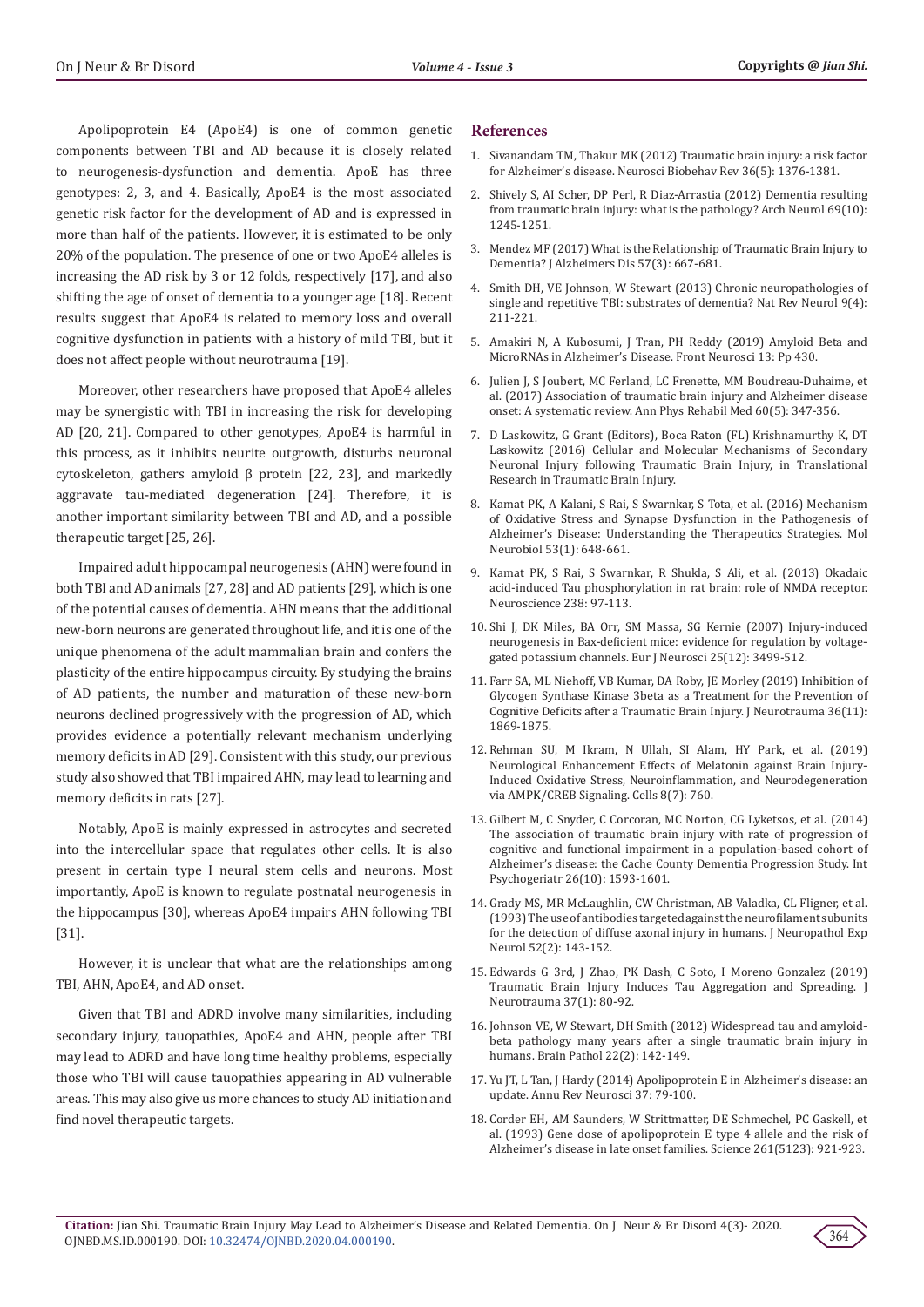Apolipoprotein E4 (ApoE4) is one of common genetic components between TBI and AD because it is closely related to neurogenesis-dysfunction and dementia. ApoE has three genotypes: 2, 3, and 4. Basically, ApoE4 is the most associated genetic risk factor for the development of AD and is expressed in more than half of the patients. However, it is estimated to be only 20% of the population. The presence of one or two ApoE4 alleles is increasing the AD risk by 3 or 12 folds, respectively [17], and also shifting the age of onset of dementia to a younger age [18]. Recent results suggest that ApoE4 is related to memory loss and overall cognitive dysfunction in patients with a history of mild TBI, but it does not affect people without neurotrauma [19].

Moreover, other researchers have proposed that ApoE4 alleles may be synergistic with TBI in increasing the risk for developing AD [20, 21]. Compared to other genotypes, ApoE4 is harmful in this process, as it inhibits neurite outgrowth, disturbs neuronal cytoskeleton, gathers amyloid β protein [22, 23], and markedly aggravate tau-mediated degeneration [24]. Therefore, it is another important similarity between TBI and AD, and a possible therapeutic target [25, 26].

Impaired adult hippocampal neurogenesis (AHN) were found in both TBI and AD animals [27, 28] and AD patients [29], which is one of the potential causes of dementia. AHN means that the additional new-born neurons are generated throughout life, and it is one of the unique phenomena of the adult mammalian brain and confers the plasticity of the entire hippocampus circuitry. By studying the brains of AD patients, the number and maturation of these new-born neurons declined progressively with the progression of AD, which provides evidence a potentially relevant mechanism underlying memory deficits in AD [29]. Consistent with this study, our previous study also showed that TBI impaired AHN, may lead to learning and memory deficits in rats [27].

Notably, ApoE is mainly expressed in astrocytes and secreted into the intercellular space that regulates other cells. It is also present in certain type I neural stem cells and neurons. Most importantly, ApoE is known to regulate postnatal neurogenesis in the hippocampus [30], whereas ApoE4 impairs AHN following TBI [31].

However, it is unclear that what are the relationships among TBI, AHN, ApoE4, and AD onset.

Given that TBI and ADRD involve many similarities, including secondary injury, tauopathies, ApoE4 and AHN, people after TBI may lead to ADRD and have long time healthy problems, especially those who TBI will cause tauopathies appearing in AD vulnerable areas. This may also give us more chances to study AD initiation and find novel therapeutic targets.

## References

1. Sivanandam TM, Thakur MK (2012) Traumatic brain injury: a risk factor for Alzheimer's disease. Neurosci Biobehav Rev 36(5): 1376-1381.
2. Shively S, AI Scher, DP Perl, R Diaz-Arrastia (2012) Dementia resulting from traumatic brain injury: what is the pathology? Arch Neurol 69(10): 1245-1251.
3. Mendez MF (2017) What is the Relationship of Traumatic Brain Injury to Dementia? J Alzheimers Dis 57(3): 667-681.
4. Smith DH, VE Johnson, W Stewart (2013) Chronic neuropathologies of single and repetitive TBI: substrates of dementia? Nat Rev Neurol 9(4): 211-221.
5. Amakiri N, A Kubosumi, J Tran, PH Reddy (2019) Amyloid Beta and MicroRNAs in Alzheimer's Disease. Front Neurosci 13: Pp 430.
6. Julien J, S Joubert, MC Ferland, LC Frenette, MM Boudreau-Duhaime, et al. (2017) Association of traumatic brain injury and Alzheimer disease onset: A systematic review. Ann Phys Rehabil Med 60(5): 347-356.
7. D Laskowitz, G Grant (Editors), Boca Raton (FL) Krishnamurthy K, DT Laskowitz (2016) Cellular and Molecular Mechanisms of Secondary Neuronal Injury following Traumatic Brain Injury, in Translational Research in Traumatic Brain Injury.
8. Kamat PK, A Kalani, S Rai, S Swarnkar, S Tota, et al. (2016) Mechanism of Oxidative Stress and Synapse Dysfunction in the Pathogenesis of Alzheimer's Disease: Understanding the Therapeutics Strategies. Mol Neurobiol 53(1): 648-661.
9. Kamat PK, S Rai, S Swarnkar, R Shukla, S Ali, et al. (2013) Okadaic acid-induced Tau phosphorylation in rat brain: role of NMDA receptor. Neuroscience 238: 97-113.
10. Shi J, DK Miles, BA Orr, SM Massa, SG Kernie (2007) Injury-induced neurogenesis in Bax-deficient mice: evidence for regulation by voltage-gated potassium channels. Eur J Neurosci 25(12): 3499-512.
11. Farr SA, ML Niehoff, VB Kumar, DA Roby, JE Morley (2019) Inhibition of Glycogen Synthase Kinase 3beta as a Treatment for the Prevention of Cognitive Deficits after a Traumatic Brain Injury. J Neurotrauma 36(11): 1869-1875.
12. Rehman SU, M Ikram, N Ullah, SI Alam, HY Park, et al. (2019) Neurological Enhancement Effects of Melatonin against Brain Injury-Induced Oxidative Stress, Neuroinflammation, and Neurodegeneration via AMPK/CREB Signaling. Cells 8(7): 760.
13. Gilbert M, C Snyder, C Corcoran, MC Norton, CG Lyketsos, et al. (2014) The association of traumatic brain injury with rate of progression of cognitive and functional impairment in a population-based cohort of Alzheimer's disease: the Cache County Dementia Progression Study. Int Psychogeriatr 26(10): 1593-1601.
14. Grady MS, MR McLaughlin, CW Christman, AB Valadka, CL Fligner, et al. (1993) The use of antibodies targeted against the neurofilament subunits for the detection of diffuse axonal injury in humans. J Neuropathol Exp Neurol 52(2): 143-152.
15. Edwards G 3rd, J Zhao, PK Dash, C Soto, I Moreno Gonzalez (2019) Traumatic Brain Injury Induces Tau Aggregation and Spreading. J Neurotrauma 37(1): 80-92.
16. Johnson VE, W Stewart, DH Smith (2012) Widespread tau and amyloid-beta pathology many years after a single traumatic brain injury in humans. Brain Pathol 22(2): 142-149.
17. Yu JT, L Tan, J Hardy (2014) Apolipoprotein E in Alzheimer's disease: an update. Annu Rev Neurosci 37: 79-100.
18. Corder EH, AM Saunders, W Strittmatter, DE Schmechel, PC Gaskell, et al. (1993) Gene dose of apolipoprotein E type 4 allele and the risk of Alzheimer's disease in late onset families. Science 261(5123): 921-923.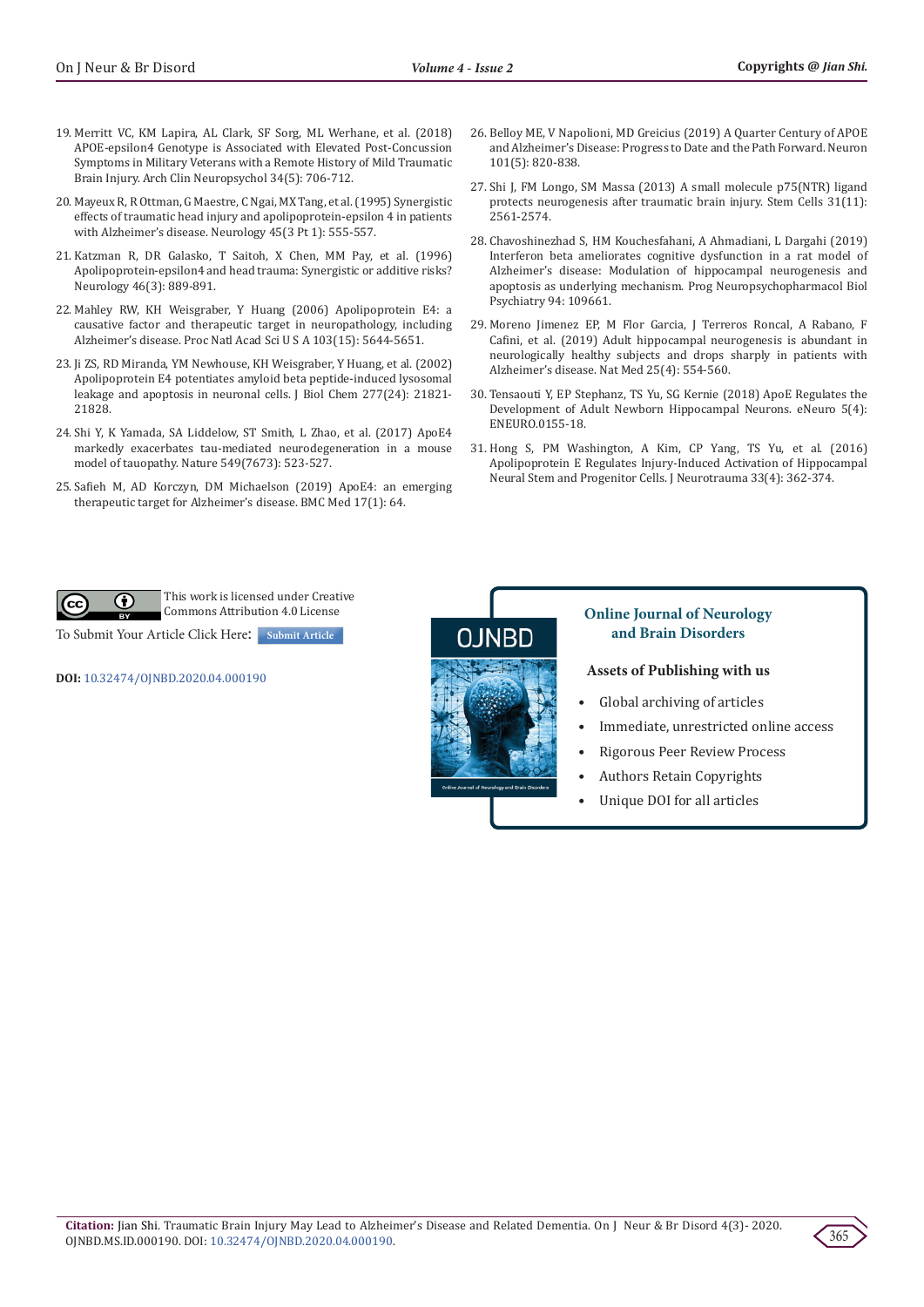19. Merritt VC, KM Lapira, AL Clark, SF Sorg, ML Werhane, et al. (2018) APOE-epsilon4 Genotype is Associated with Elevated Post-Concussion Symptoms in Military Veterans with a Remote History of Mild Traumatic Brain Injury. Arch Clin Neuropsychol 34(5): 706-712.
20. Mayeux R, R Ottman, G Maestre, C Ngai, MX Tang, et al. (1995) Synergistic effects of traumatic head injury and apolipoprotein-epsilon 4 in patients with Alzheimer's disease. Neurology 45(3 Pt 1): 555-557.
21. Katzman R, DR Galasko, T Saitoh, X Chen, MM Pay, et al. (1996) Apolipoprotein-epsilon4 and head trauma: Synergistic or additive risks? Neurology 46(3): 889-891.
22. Mahley RW, KH Weisgraber, Y Huang (2006) Apolipoprotein E4: a causative factor and therapeutic target in neuropathology, including Alzheimer's disease. Proc Natl Acad Sci U S A 103(15): 5644-5651.
23. Ji ZS, RD Miranda, YM Newhouse, KH Weisgraber, Y Huang, et al. (2002) Apolipoprotein E4 potentiates amyloid beta peptide-induced lysosomal leakage and apoptosis in neuronal cells. J Biol Chem 277(24): 21821-21828.
24. Shi Y, K Yamada, SA Liddelow, ST Smith, L Zhao, et al. (2017) ApoE4 markedly exacerbates tau-mediated neurodegeneration in a mouse model of tauopathy. Nature 549(7673): 523-527.
25. Safieh M, AD Korczyn, DM Michaelson (2019) ApoE4: an emerging therapeutic target for Alzheimer's disease. BMC Med 17(1): 64.
26. Belloy ME, V Napolioni, MD Greicius (2019) A Quarter Century of APOE and Alzheimer's Disease: Progress to Date and the Path Forward. Neuron 101(5): 820-838.
27. Shi J, FM Longo, SM Massa (2013) A small molecule p75(NTR) ligand protects neurogenesis after traumatic brain injury. Stem Cells 31(11): 2561-2574.
28. Chavoshinezhad S, HM Kouchesfahani, A Ahmadiani, L Dargahi (2019) Interferon beta ameliorates cognitive dysfunction in a rat model of Alzheimer's disease: Modulation of hippocampal neurogenesis and apoptosis as underlying mechanism. Prog Neuropsychopharmacol Biol Psychiatry 94: 109661.
29. Moreno Jimenez EP, M Flor Garcia, J Terreros Roncal, A Rabano, F Cafini, et al. (2019) Adult hippocampal neurogenesis is abundant in neurologically healthy subjects and drops sharply in patients with Alzheimer's disease. Nat Med 25(4): 554-560.
30. Tensaouti Y, EP Stephanz, TS Yu, SG Kernie (2018) ApoE Regulates the Development of Adult Newborn Hippocampal Neurons. eNeuro 5(4): ENEURO.0155-18.
31. Hong S, PM Washington, A Kim, CP Yang, TS Yu, et al. (2016) Apolipoprotein E Regulates Injury-Induced Activation of Hippocampal Neural Stem and Progenitor Cells. J Neurotrauma 33(4): 362-374.

This work is licensed under Creative Commons Attribution 4.0 License

To Submit Your Article Click Here: Submit Article

**DOI:** 10.32474/OJNBD.2020.04.000190

**Online Journal of Neurology and Brain Disorders**

**Assets of Publishing with us**

- Global archiving of articles
- Immediate, unrestricted online access
- Rigorous Peer Review Process
- Authors Retain Copyrights
- Unique DOI for all articles